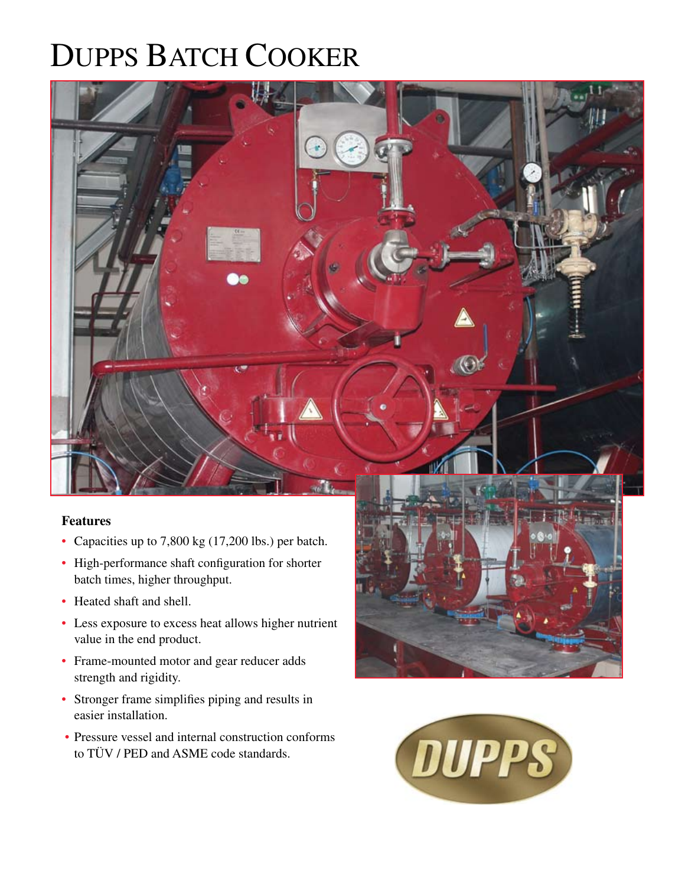# Dupps Batch Cooker

**Features**

- Capacities up to 7,800 kg (17,200 lbs.) per batch.
- High-performance shaft configuration for shorter batch times, higher throughput.
- Heated shaft and shell.
- Less exposure to excess heat allows higher nutrient value in the end product.
- Frame-mounted motor and gear reducer adds strength and rigidity.
- Stronger frame simplifies piping and results in easier installation.
- Pressure vessel and internal construction conforms to TÜV / PED and ASME code standards.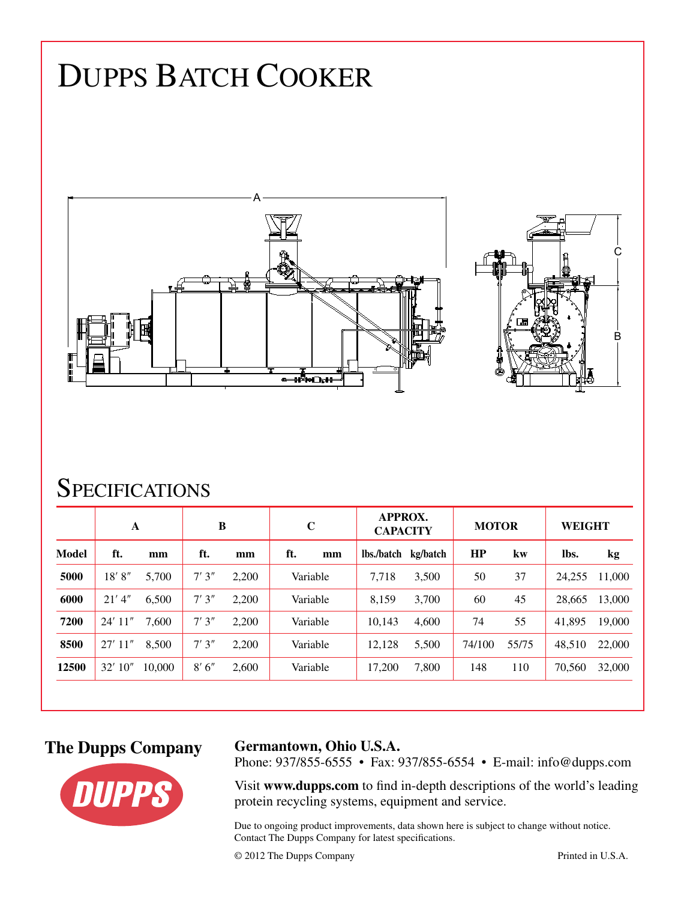# Dupps Batch Cooker

A

C

B

## Specifications

| | A | | B | | C | | Approx. Capacity | | Motor | | Weight | |
|---|---|---|---|---|---|---|---|---|---|---|---|---|
| **Model** | **ft.** | **mm** | **ft.** | **mm** | **ft.** | **mm** | **lbs./batch** | **kg/batch** | **HP** | **kw** | **lbs.** | **kg** |
| **5000** | 18′ 8″ | 5,700 | 7′ 3″ | 2,200 | Variable | | 7,718 | 3,500 | 50 | 37 | 24,255 | 11,000 |
| **6000** | 21′ 4″ | 6,500 | 7′ 3″ | 2,200 | Variable | | 8,159 | 3,700 | 60 | 45 | 28,665 | 13,000 |
| **7200** | 24′ 11″ | 7,600 | 7′ 3″ | 2,200 | Variable | | 10,143 | 4,600 | 74 | 55 | 41,895 | 19,000 |
| **8500** | 27′ 11″ | 8,500 | 7′ 3″ | 2,200 | Variable | | 12,128 | 5,500 | 74/100 | 55/75 | 48,510 | 22,000 |
| **12500** | 32′ 10″ | 10,000 | 8′ 6″ | 2,600 | Variable | | 17,200 | 7,800 | 148 | 110 | 70,560 | 32,000 |

**The Dupps Company**

DUPPS

**Germantown, Ohio U.S.A.**
Phone: 937/855-6555 • Fax: 937/855-6554 • E-mail: info@dupps.com

Visit **www.dupps.com** to find in-depth descriptions of the world's leading protein recycling systems, equipment and service.

Due to ongoing product improvements, data shown here is subject to change without notice. Contact The Dupps Company for latest specifications.

© 2012 The Dupps Company

Printed in U.S.A.